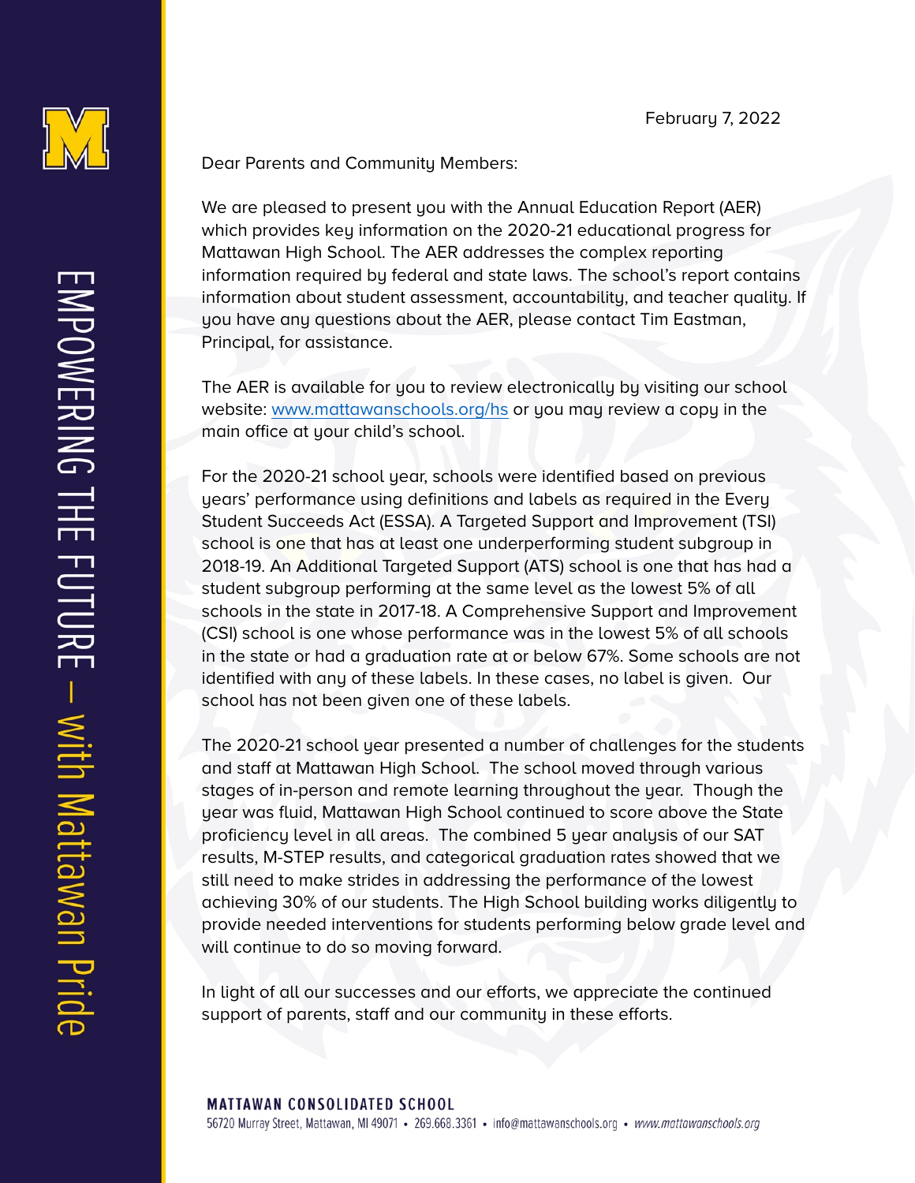February 7, 2022

Dear Parents and Community Members:

We are pleased to present you with the Annual Education Report (AER) which provides key information on the 2020-21 educational progress for Mattawan High School. The AER addresses the complex reporting information required by federal and state laws. The school's report contains information about student assessment, accountability, and teacher quality. If you have any questions about the AER, please contact Tim Eastman, Principal, for assistance.

The AER is available for you to review electronically by visiting our school website: [www.mattawanschools.org/hs](http://www.mattawanschools.org/hs) or you may review a copy in the main office at your child's school.

For the 2020-21 school year, schools were identified based on previous years' performance using definitions and labels as required in the Every Student Succeeds Act (ESSA). A Targeted Support and Improvement (TSI) school is one that has at least one underperforming student subgroup in 2018-19. An Additional Targeted Support (ATS) school is one that has had a student subgroup performing at the same level as the lowest 5% of all schools in the state in 2017-18. A Comprehensive Support and Improvement (CSI) school is one whose performance was in the lowest 5% of all schools in the state or had a graduation rate at or below 67%. Some schools are not identified with any of these labels. In these cases, no label is given. Our school has not been given one of these labels.

The 2020-21 school year presented a number of challenges for the students and staff at Mattawan High School. The school moved through various stages of in-person and remote learning throughout the year. Though the year was fluid, Mattawan High School continued to score above the State proficiency level in all areas. The combined 5 year analysis of our SAT results, M-STEP results, and categorical graduation rates showed that we still need to make strides in addressing the performance of the lowest achieving 30% of our students. The High School building works diligently to provide needed interventions for students performing below grade level and will continue to do so moving forward.

In light of all our successes and our efforts, we appreciate the continued support of parents, staff and our community in these efforts.

**MATTAWAN CONSOLIDATED SCHOOL**
56720 Murray Street, Mattawan, MI 49071 • 269.668.3361 • info@mattawanschools.org • *www.mattawanschools.org*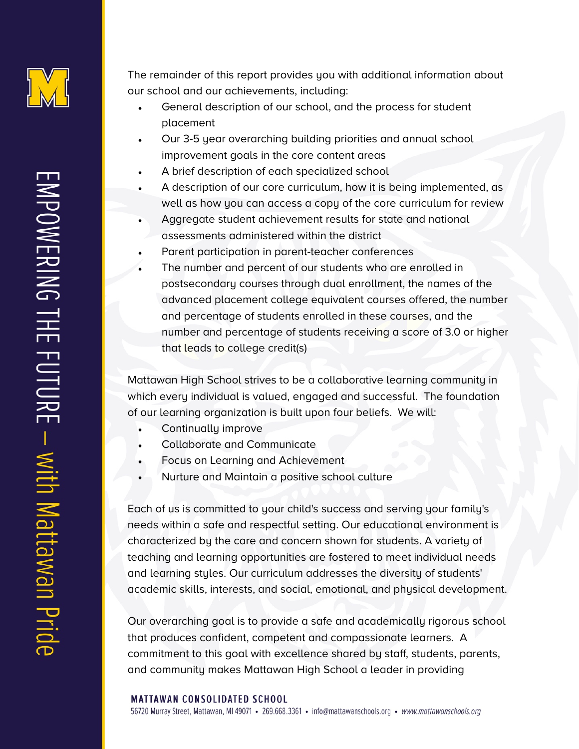The remainder of this report provides you with additional information about our school and our achievements, including:

- General description of our school, and the process for student placement
- Our 3-5 year overarching building priorities and annual school improvement goals in the core content areas
- A brief description of each specialized school
- A description of our core curriculum, how it is being implemented, as well as how you can access a copy of the core curriculum for review
- Aggregate student achievement results for state and national assessments administered within the district
- Parent participation in parent-teacher conferences
- The number and percent of our students who are enrolled in postsecondary courses through dual enrollment, the names of the advanced placement college equivalent courses offered, the number and percentage of students enrolled in these courses, and the number and percentage of students receiving a score of 3.0 or higher that leads to college credit(s)

Mattawan High School strives to be a collaborative learning community in which every individual is valued, engaged and successful. The foundation of our learning organization is built upon four beliefs. We will:

- Continually improve
- Collaborate and Communicate
- Focus on Learning and Achievement
- Nurture and Maintain a positive school culture

Each of us is committed to your child's success and serving your family's needs within a safe and respectful setting. Our educational environment is characterized by the care and concern shown for students. A variety of teaching and learning opportunities are fostered to meet individual needs and learning styles. Our curriculum addresses the diversity of students' academic skills, interests, and social, emotional, and physical development.

Our overarching goal is to provide a safe and academically rigorous school that produces confident, competent and compassionate learners. A commitment to this goal with excellence shared by staff, students, parents, and community makes Mattawan High School a leader in providing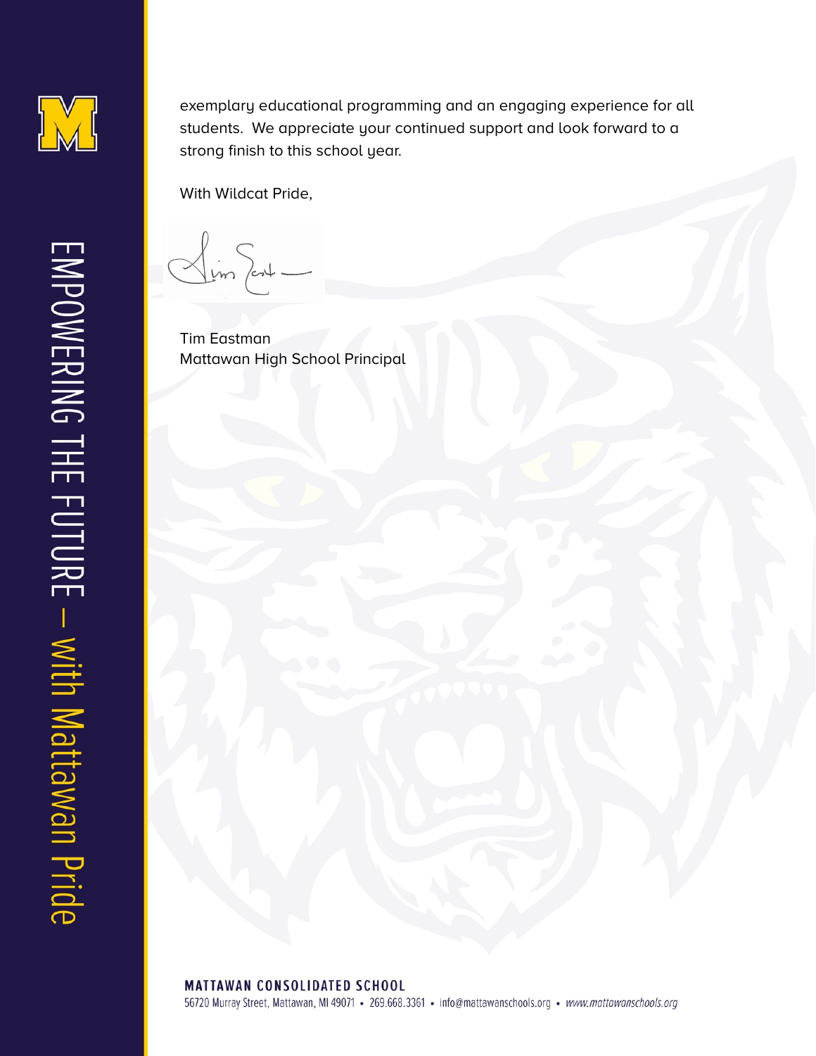exemplary educational programming and an engaging experience for all students. We appreciate your continued support and look forward to a strong finish to this school year.

With Wildcat Pride,

Tim Eastman
Mattawan High School Principal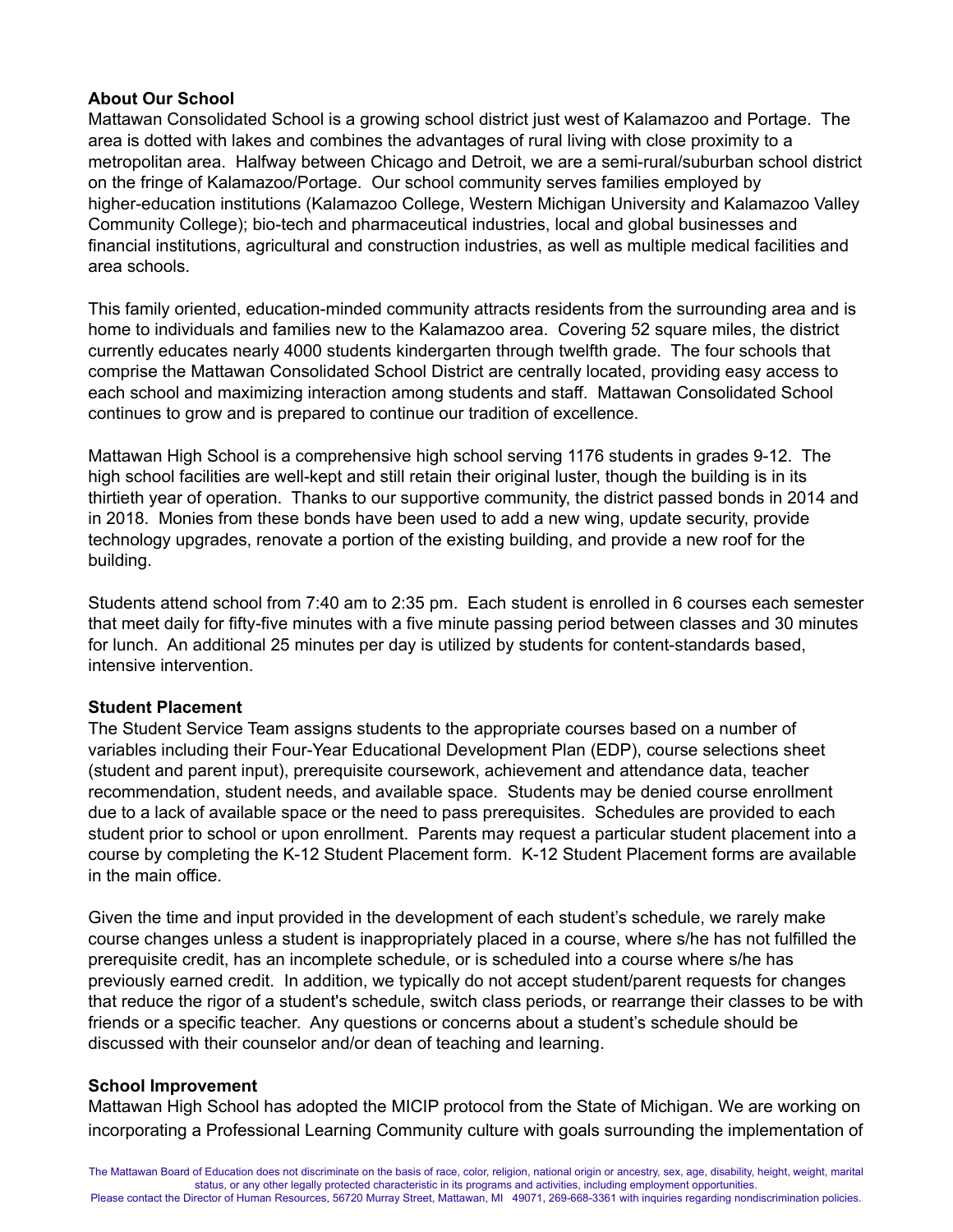**About Our School**

Mattawan Consolidated School is a growing school district just west of Kalamazoo and Portage. The area is dotted with lakes and combines the advantages of rural living with close proximity to a metropolitan area. Halfway between Chicago and Detroit, we are a semi-rural/suburban school district on the fringe of Kalamazoo/Portage. Our school community serves families employed by higher-education institutions (Kalamazoo College, Western Michigan University and Kalamazoo Valley Community College); bio-tech and pharmaceutical industries, local and global businesses and financial institutions, agricultural and construction industries, as well as multiple medical facilities and area schools.

This family oriented, education-minded community attracts residents from the surrounding area and is home to individuals and families new to the Kalamazoo area. Covering 52 square miles, the district currently educates nearly 4000 students kindergarten through twelfth grade. The four schools that comprise the Mattawan Consolidated School District are centrally located, providing easy access to each school and maximizing interaction among students and staff. Mattawan Consolidated School continues to grow and is prepared to continue our tradition of excellence.

Mattawan High School is a comprehensive high school serving 1176 students in grades 9-12. The high school facilities are well-kept and still retain their original luster, though the building is in its thirtieth year of operation. Thanks to our supportive community, the district passed bonds in 2014 and in 2018. Monies from these bonds have been used to add a new wing, update security, provide technology upgrades, renovate a portion of the existing building, and provide a new roof for the building.

Students attend school from 7:40 am to 2:35 pm. Each student is enrolled in 6 courses each semester that meet daily for fifty-five minutes with a five minute passing period between classes and 30 minutes for lunch. An additional 25 minutes per day is utilized by students for content-standards based, intensive intervention.

**Student Placement**

The Student Service Team assigns students to the appropriate courses based on a number of variables including their Four-Year Educational Development Plan (EDP), course selections sheet (student and parent input), prerequisite coursework, achievement and attendance data, teacher recommendation, student needs, and available space. Students may be denied course enrollment due to a lack of available space or the need to pass prerequisites. Schedules are provided to each student prior to school or upon enrollment. Parents may request a particular student placement into a course by completing the K-12 Student Placement form. K-12 Student Placement forms are available in the main office.

Given the time and input provided in the development of each student's schedule, we rarely make course changes unless a student is inappropriately placed in a course, where s/he has not fulfilled the prerequisite credit, has an incomplete schedule, or is scheduled into a course where s/he has previously earned credit. In addition, we typically do not accept student/parent requests for changes that reduce the rigor of a student's schedule, switch class periods, or rearrange their classes to be with friends or a specific teacher. Any questions or concerns about a student's schedule should be discussed with their counselor and/or dean of teaching and learning.

**School Improvement**

Mattawan High School has adopted the MICIP protocol from the State of Michigan. We are working on incorporating a Professional Learning Community culture with goals surrounding the implementation of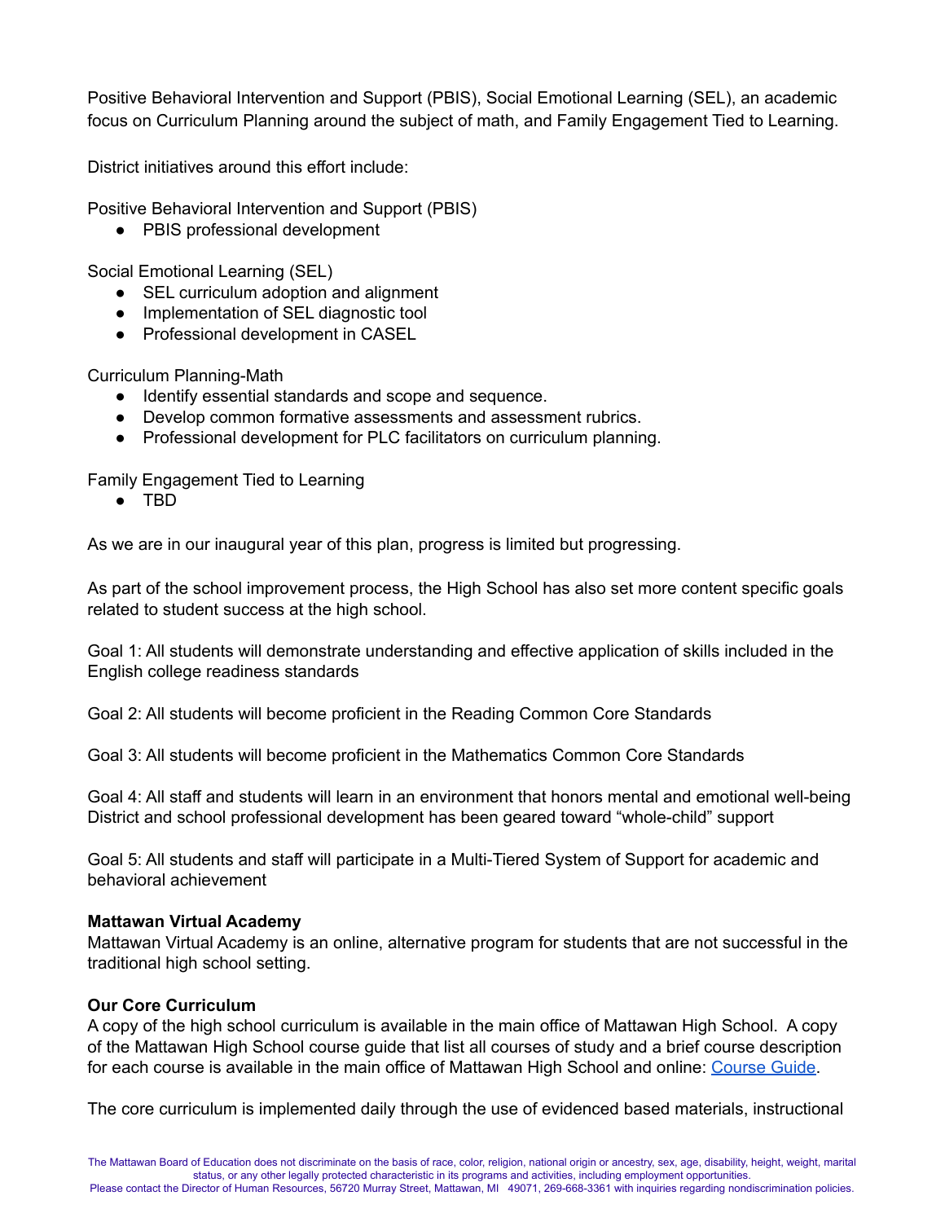Positive Behavioral Intervention and Support (PBIS), Social Emotional Learning (SEL), an academic focus on Curriculum Planning around the subject of math, and Family Engagement Tied to Learning.

District initiatives around this effort include:

Positive Behavioral Intervention and Support (PBIS)

- PBIS professional development

Social Emotional Learning (SEL)

- SEL curriculum adoption and alignment
- Implementation of SEL diagnostic tool
- Professional development in CASEL

Curriculum Planning-Math

- Identify essential standards and scope and sequence.
- Develop common formative assessments and assessment rubrics.
- Professional development for PLC facilitators on curriculum planning.

Family Engagement Tied to Learning

- TBD

As we are in our inaugural year of this plan, progress is limited but progressing.

As part of the school improvement process, the High School has also set more content specific goals related to student success at the high school.

Goal 1: All students will demonstrate understanding and effective application of skills included in the English college readiness standards

Goal 2: All students will become proficient in the Reading Common Core Standards

Goal 3: All students will become proficient in the Mathematics Common Core Standards

Goal 4: All staff and students will learn in an environment that honors mental and emotional well-being District and school professional development has been geared toward "whole-child" support

Goal 5: All students and staff will participate in a Multi-Tiered System of Support for academic and behavioral achievement

**Mattawan Virtual Academy**
Mattawan Virtual Academy is an online, alternative program for students that are not successful in the traditional high school setting.

**Our Core Curriculum**
A copy of the high school curriculum is available in the main office of Mattawan High School. A copy of the Mattawan High School course guide that list all courses of study and a brief course description for each course is available in the main office of Mattawan High School and online: [Course Guide](Course Guide).

The core curriculum is implemented daily through the use of evidenced based materials, instructional

The Mattawan Board of Education does not discriminate on the basis of race, color, religion, national origin or ancestry, sex, age, disability, height, weight, marital status, or any other legally protected characteristic in its programs and activities, including employment opportunities.
Please contact the Director of Human Resources, 56720 Murray Street, Mattawan, MI 49071, 269-668-3361 with inquiries regarding nondiscrimination policies.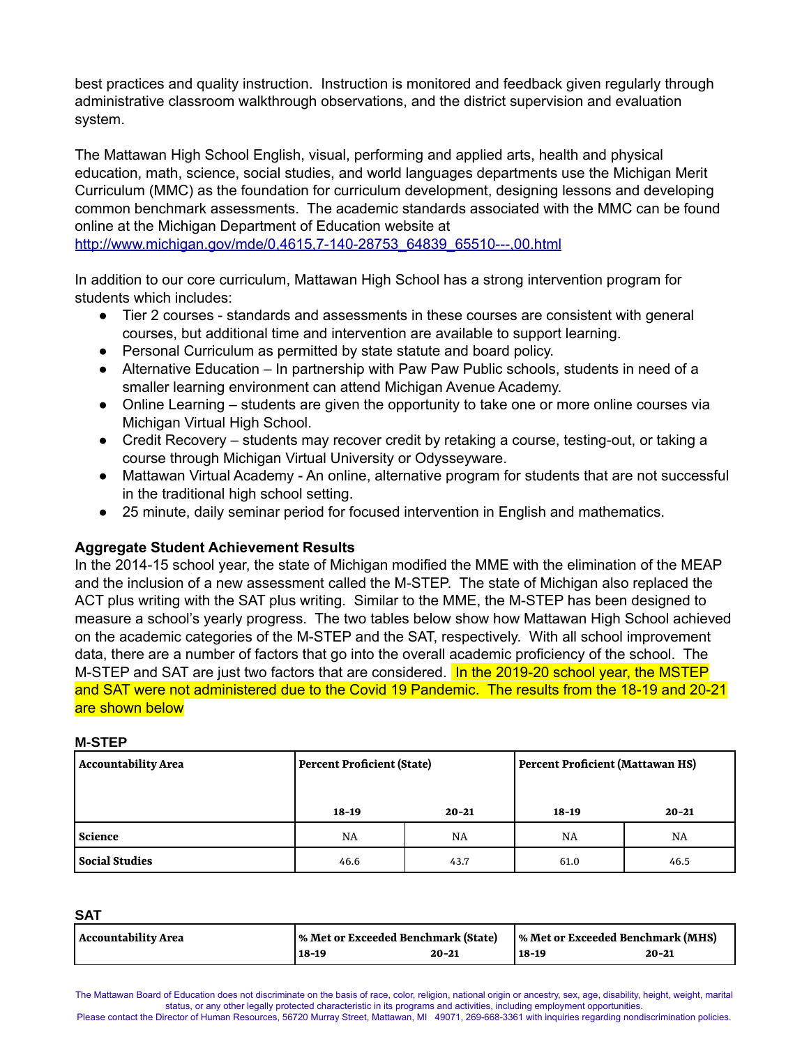best practices and quality instruction. Instruction is monitored and feedback given regularly through administrative classroom walkthrough observations, and the district supervision and evaluation system.

The Mattawan High School English, visual, performing and applied arts, health and physical education, math, science, social studies, and world languages departments use the Michigan Merit Curriculum (MMC) as the foundation for curriculum development, designing lessons and developing common benchmark assessments. The academic standards associated with the MMC can be found online at the Michigan Department of Education website at [http://www.michigan.gov/mde/0,4615,7-140-28753_64839_65510---,00.html](http://www.michigan.gov/mde/0,4615,7-140-28753_64839_65510---,00.html)

In addition to our core curriculum, Mattawan High School has a strong intervention program for students which includes:

- Tier 2 courses - standards and assessments in these courses are consistent with general courses, but additional time and intervention are available to support learning.
- Personal Curriculum as permitted by state statute and board policy.
- Alternative Education – In partnership with Paw Paw Public schools, students in need of a smaller learning environment can attend Michigan Avenue Academy.
- Online Learning – students are given the opportunity to take one or more online courses via Michigan Virtual High School.
- Credit Recovery – students may recover credit by retaking a course, testing-out, or taking a course through Michigan Virtual University or Odysseyware.
- Mattawan Virtual Academy - An online, alternative program for students that are not successful in the traditional high school setting.
- 25 minute, daily seminar period for focused intervention in English and mathematics.

### Aggregate Student Achievement Results

In the 2014-15 school year, the state of Michigan modified the MME with the elimination of the MEAP and the inclusion of a new assessment called the M-STEP. The state of Michigan also replaced the ACT plus writing with the SAT plus writing. Similar to the MME, the M-STEP has been designed to measure a school's yearly progress. The two tables below show how Mattawan High School achieved on the academic categories of the M-STEP and the SAT, respectively. With all school improvement data, there are a number of factors that go into the overall academic proficiency of the school. The M-STEP and SAT are just two factors that are considered. In the 2019-20 school year, the MSTEP and SAT were not administered due to the Covid 19 Pandemic. The results from the 18-19 and 20-21 are shown below

**M-STEP**

| Accountability Area | Percent Proficient (State) | | Percent Proficient (Mattawan HS) | |
|---|---|---|---|---|
| | 18-19 | 20-21 | 18-19 | 20-21 |
| Science | NA | NA | NA | NA |
| Social Studies | 46.6 | 43.7 | 61.0 | 46.5 |

**SAT**

| Accountability Area | % Met or Exceeded Benchmark (State) | | % Met or Exceeded Benchmark (MHS) | |
|---|---|---|---|---|
| | 18-19 | 20-21 | 18-19 | 20-21 |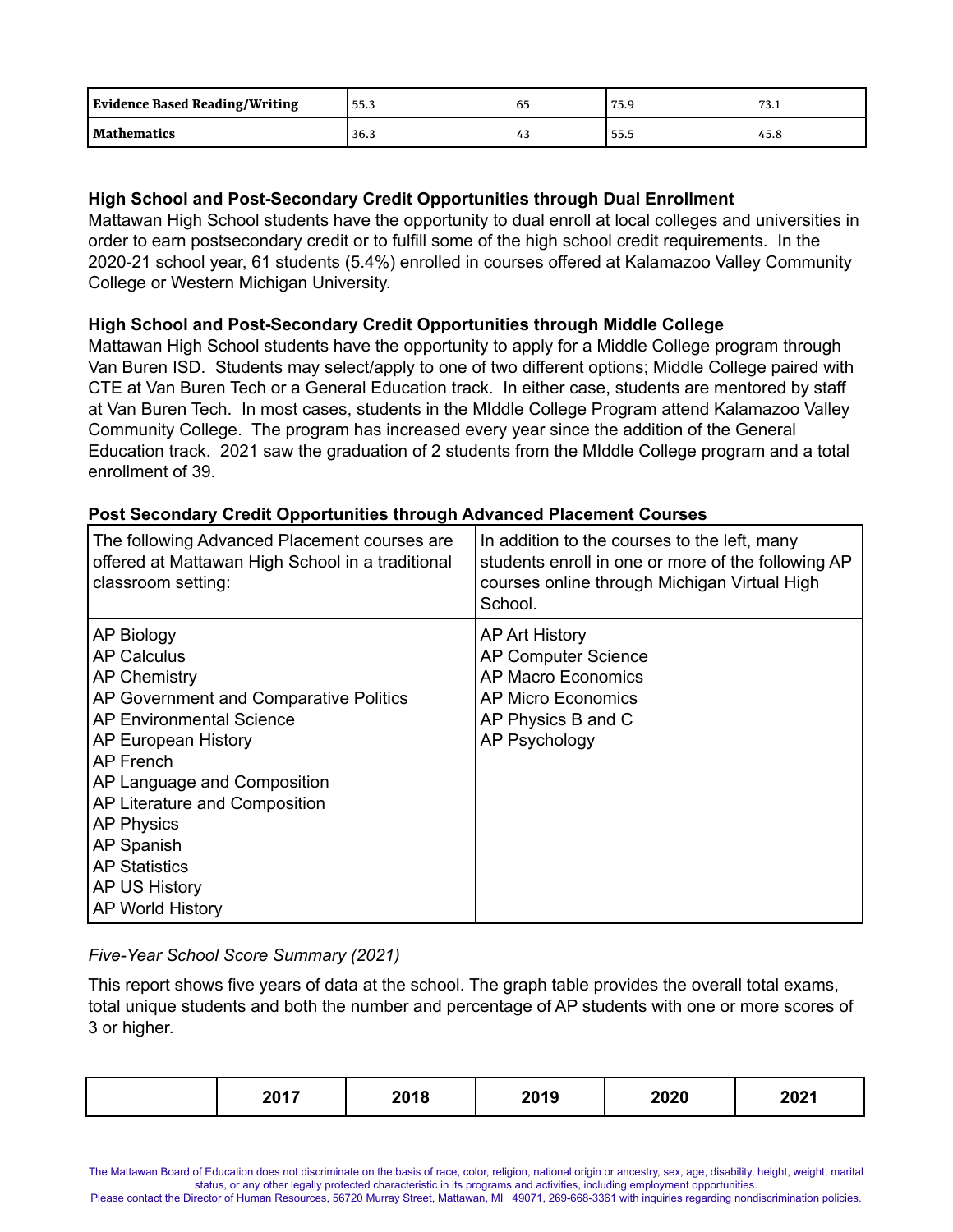| Evidence Based Reading/Writing | 55.3 | 65 | 75.9 | 73.1 |
|---|---|---|---|---|
| Mathematics | 36.3 | 43 | 55.5 | 45.8 |

**High School and Post-Secondary Credit Opportunities through Dual Enrollment**

Mattawan High School students have the opportunity to dual enroll at local colleges and universities in order to earn postsecondary credit or to fulfill some of the high school credit requirements. In the 2020-21 school year, 61 students (5.4%) enrolled in courses offered at Kalamazoo Valley Community College or Western Michigan University.

**High School and Post-Secondary Credit Opportunities through Middle College**

Mattawan High School students have the opportunity to apply for a Middle College program through Van Buren ISD. Students may select/apply to one of two different options; Middle College paired with CTE at Van Buren Tech or a General Education track. In either case, students are mentored by staff at Van Buren Tech. In most cases, students in the MIddle College Program attend Kalamazoo Valley Community College. The program has increased every year since the addition of the General Education track. 2021 saw the graduation of 2 students from the MIddle College program and a total enrollment of 39.

**Post Secondary Credit Opportunities through Advanced Placement Courses**

| The following Advanced Placement courses are offered at Mattawan High School in a traditional classroom setting: | In addition to the courses to the left, many students enroll in one or more of the following AP courses online through Michigan Virtual High School. |
|---|---|
| AP Biology<br>AP Calculus<br>AP Chemistry<br>AP Government and Comparative Politics<br>AP Environmental Science<br>AP European History<br>AP French<br>AP Language and Composition<br>AP Literature and Composition<br>AP Physics<br>AP Spanish<br>AP Statistics<br>AP US History<br>AP World History | AP Art History<br>AP Computer Science<br>AP Macro Economics<br>AP Micro Economics<br>AP Physics B and C<br>AP Psychology |

*Five-Year School Score Summary (2021)*

This report shows five years of data at the school. The graph table provides the overall total exams, total unique students and both the number and percentage of AP students with one or more scores of 3 or higher.

| | 2017 | 2018 | 2019 | 2020 | 2021 |
|---|---|---|---|---|---|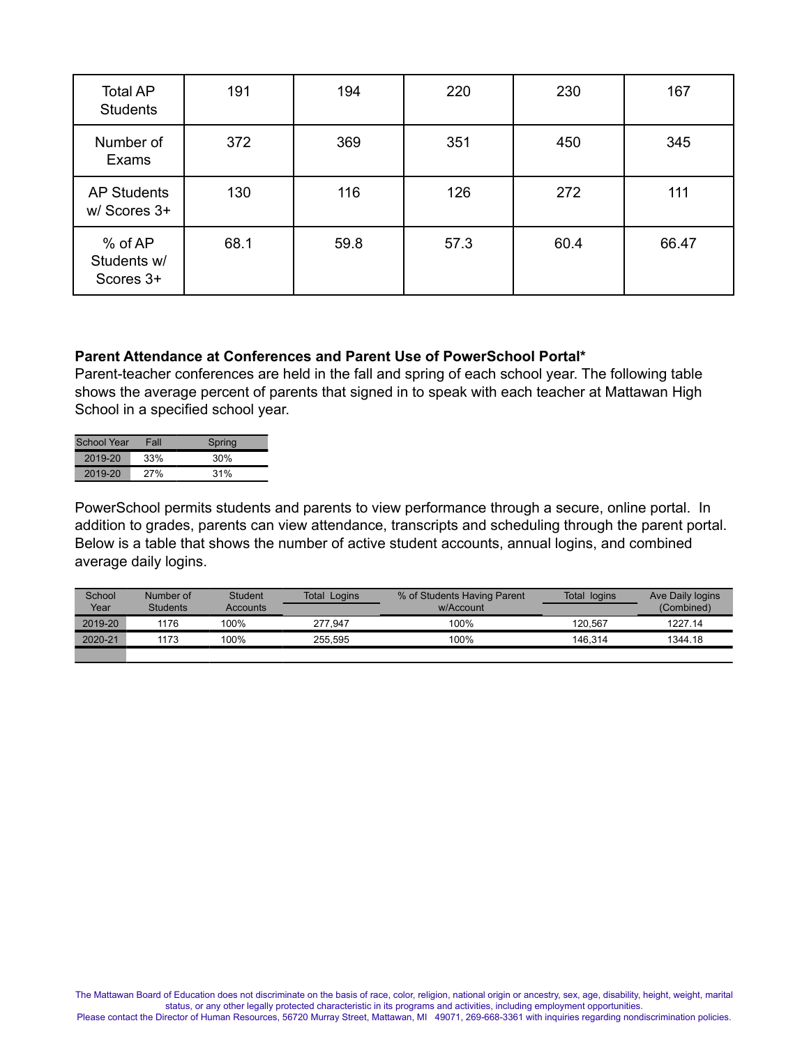| | | | | | |
|---|---|---|---|---|---|
| Total AP Students | 191 | 194 | 220 | 230 | 167 |
| Number of Exams | 372 | 369 | 351 | 450 | 345 |
| AP Students w/ Scores 3+ | 130 | 116 | 126 | 272 | 111 |
| % of AP Students w/ Scores 3+ | 68.1 | 59.8 | 57.3 | 60.4 | 66.47 |

**Parent Attendance at Conferences and Parent Use of PowerSchool Portal***

Parent-teacher conferences are held in the fall and spring of each school year. The following table shows the average percent of parents that signed in to speak with each teacher at Mattawan High School in a specified school year.

| School Year | Fall | Spring |
|---|---|---|
| 2019-20 | 33% | 30% |
| 2019-20 | 27% | 31% |

PowerSchool permits students and parents to view performance through a secure, online portal. In addition to grades, parents can view attendance, transcripts and scheduling through the parent portal. Below is a table that shows the number of active student accounts, annual logins, and combined average daily logins.

| School Year | Number of Students | Student Accounts | Total Logins | % of Students Having Parent w/Account | Total logins | Ave Daily logins (Combined) |
|---|---|---|---|---|---|---|
| 2019-20 | 1176 | 100% | 277,947 | 100% | 120,567 | 1227.14 |
| 2020-21 | 1173 | 100% | 255,595 | 100% | 146,314 | 1344.18 |
| | | | | | | |

The Mattawan Board of Education does not discriminate on the basis of race, color, religion, national origin or ancestry, sex, age, disability, height, weight, marital status, or any other legally protected characteristic in its programs and activities, including employment opportunities.
Please contact the Director of Human Resources, 56720 Murray Street, Mattawan, MI 49071, 269-668-3361 with inquiries regarding nondiscrimination policies.